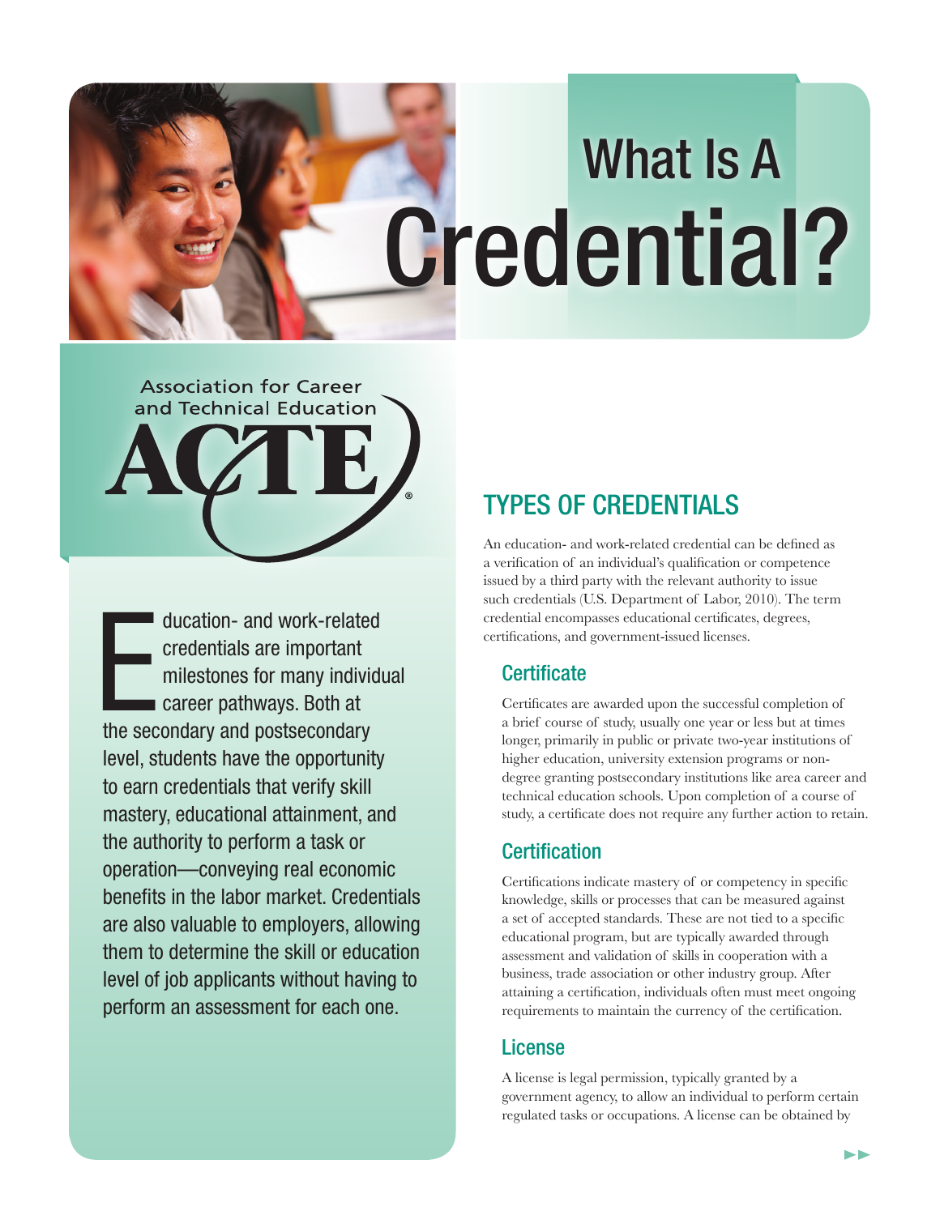# What Is A Credential?

Association for Career and Technical Education

ACTE®

Education- and work-related credentials are important milestones for many individual career pathways. Both at the secondary and postsecondary level, students have the opportunity to earn credentials that verify skill mastery, educational attainment, and the authority to perform a task or operation—conveying real economic benefits in the labor market. Credentials are also valuable to employers, allowing them to determine the skill or education level of job applicants without having to perform an assessment for each one.

## TYPES OF CREDENTIALS

An education- and work-related credential can be defined as a verification of an individual's qualification or competence issued by a third party with the relevant authority to issue such credentials (U.S. Department of Labor, 2010). The term credential encompasses educational certificates, degrees, certifications, and government-issued licenses.

### Certificate

Certificates are awarded upon the successful completion of a brief course of study, usually one year or less but at times longer, primarily in public or private two-year institutions of higher education, university extension programs or non-degree granting postsecondary institutions like area career and technical education schools. Upon completion of a course of study, a certificate does not require any further action to retain.

### Certification

Certifications indicate mastery of or competency in specific knowledge, skills or processes that can be measured against a set of accepted standards. These are not tied to a specific educational program, but are typically awarded through assessment and validation of skills in cooperation with a business, trade association or other industry group. After attaining a certification, individuals often must meet ongoing requirements to maintain the currency of the certification.

### License

A license is legal permission, typically granted by a government agency, to allow an individual to perform certain regulated tasks or occupations. A license can be obtained by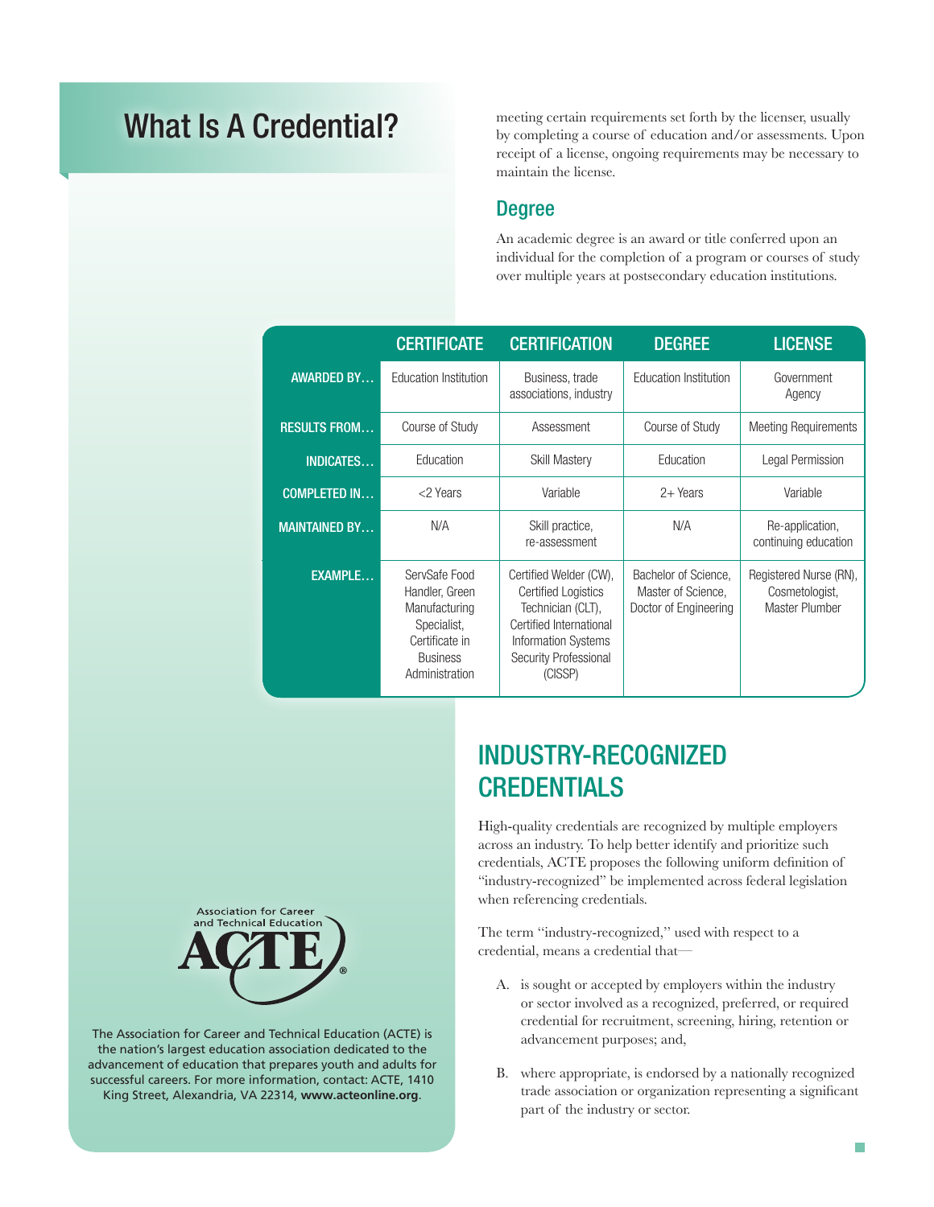# What Is A Credential?

meeting certain requirements set forth by the licenser, usually by completing a course of education and/or assessments. Upon receipt of a license, ongoing requirements may be necessary to maintain the license.

## Degree

An academic degree is an award or title conferred upon an individual for the completion of a program or courses of study over multiple years at postsecondary education institutions.

| | CERTIFICATE | CERTIFICATION | DEGREE | LICENSE |
|---|---|---|---|---|
| AWARDED BY… | Education Institution | Business, trade associations, industry | Education Institution | Government Agency |
| RESULTS FROM… | Course of Study | Assessment | Course of Study | Meeting Requirements |
| INDICATES… | Education | Skill Mastery | Education | Legal Permission |
| COMPLETED IN… | <2 Years | Variable | 2+ Years | Variable |
| MAINTAINED BY… | N/A | Skill practice, re-assessment | N/A | Re-application, continuing education |
| EXAMPLE… | ServSafe Food Handler, Green Manufacturing Specialist, Certificate in Business Administration | Certified Welder (CW), Certified Logistics Technician (CLT), Certified International Information Systems Security Professional (CISSP) | Bachelor of Science, Master of Science, Doctor of Engineering | Registered Nurse (RN), Cosmetologist, Master Plumber |

## INDUSTRY-RECOGNIZED CREDENTIALS

High-quality credentials are recognized by multiple employers across an industry. To help better identify and prioritize such credentials, ACTE proposes the following uniform definition of "industry-recognized" be implemented across federal legislation when referencing credentials.

The term "industry-recognized," used with respect to a credential, means a credential that—

A. is sought or accepted by employers within the industry or sector involved as a recognized, preferred, or required credential for recruitment, screening, hiring, retention or advancement purposes; and,

B. where appropriate, is endorsed by a nationally recognized trade association or organization representing a significant part of the industry or sector.

Association for Career and Technical Education
ACTE

The Association for Career and Technical Education (ACTE) is the nation's largest education association dedicated to the advancement of education that prepares youth and adults for successful careers. For more information, contact: ACTE, 1410 King Street, Alexandria, VA 22314, **www.acteonline.org**.